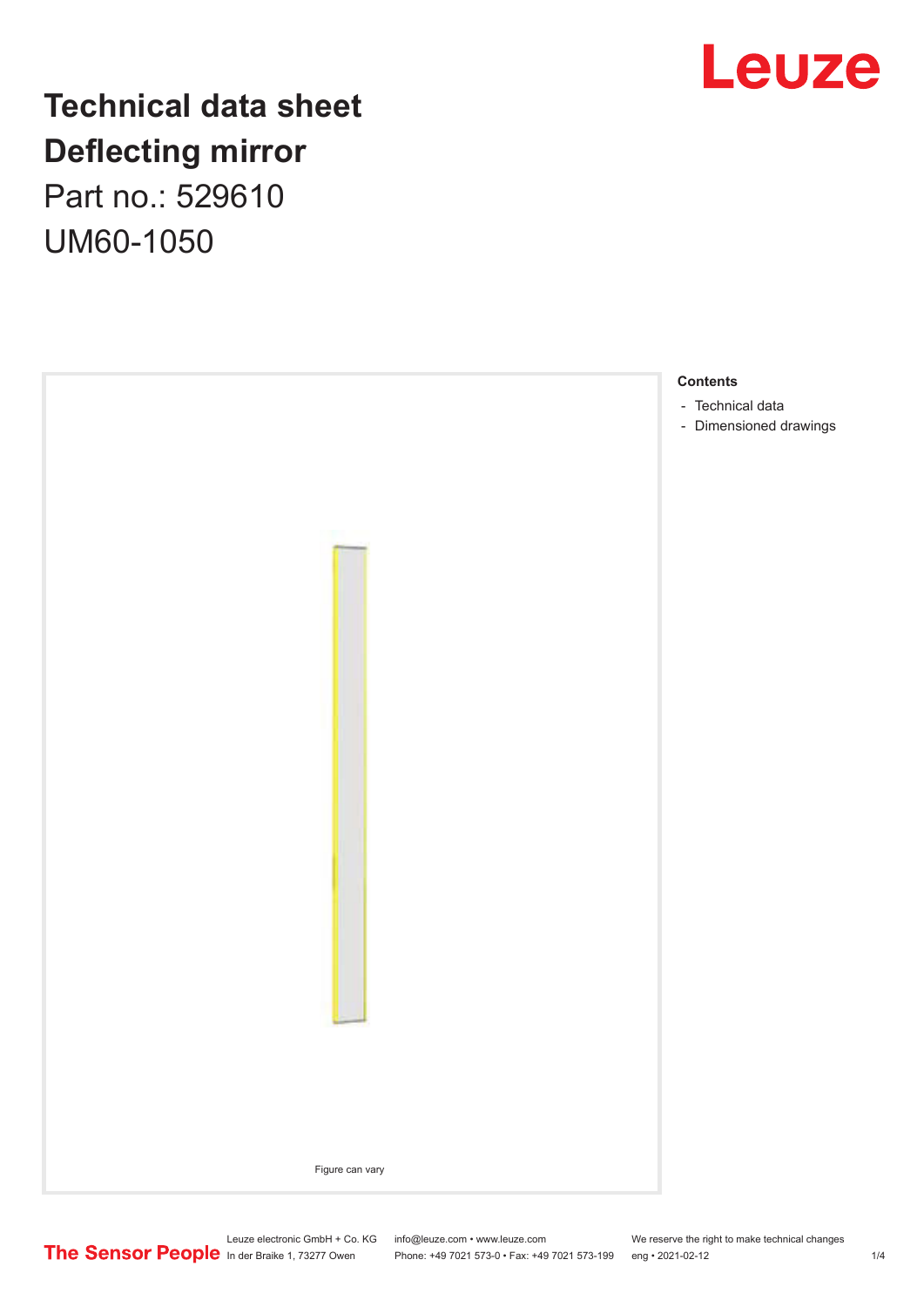# Technical data sheet
# Deflecting mirror

Part no.: 529610

UM60-1050

Figure can vary

**Contents**

- Technical data
- Dimensioned drawings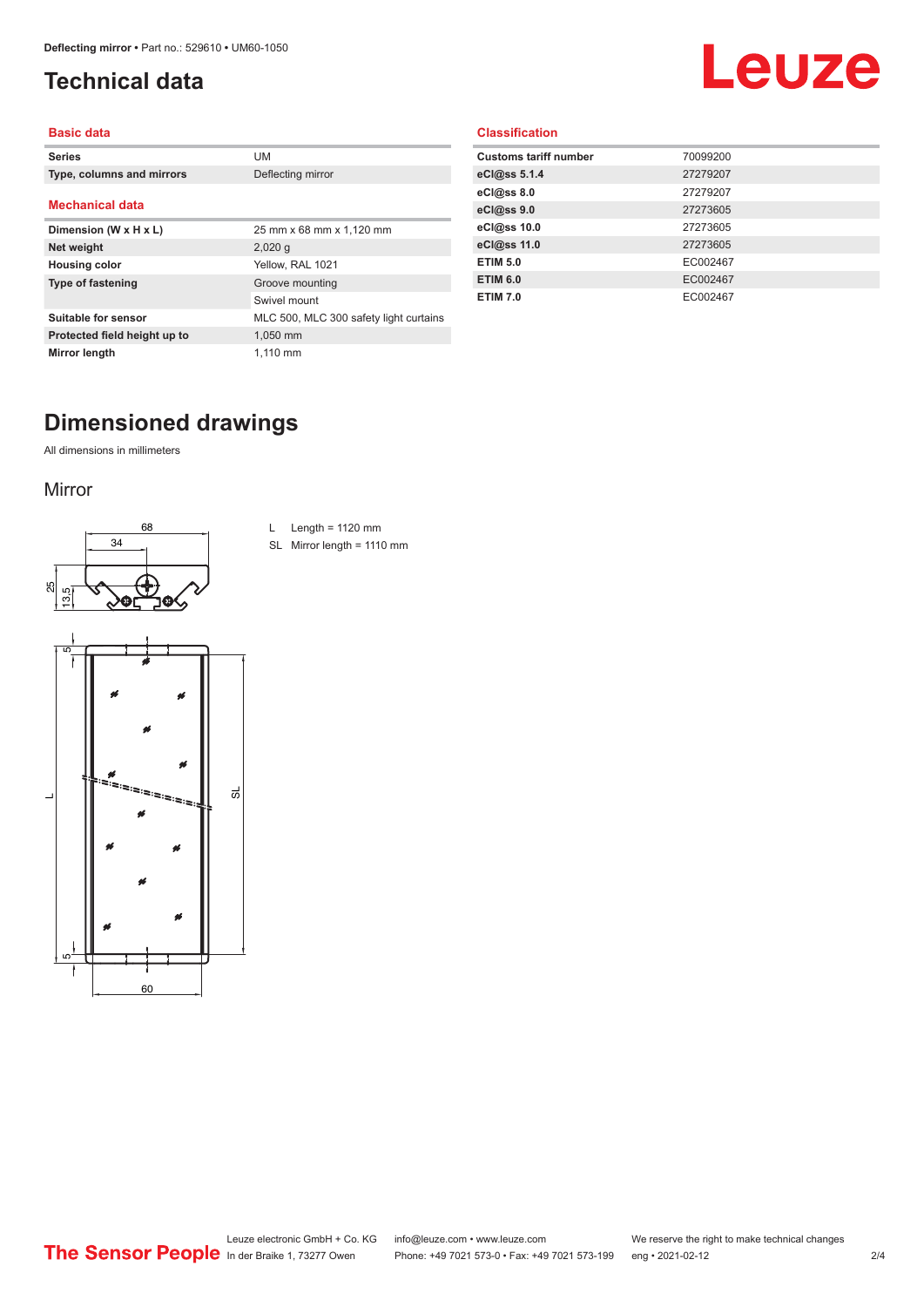# Technical data

## Basic data

| | |
|---|---|
| Series | UM |
| Type, columns and mirrors | Deflecting mirror |

## Mechanical data

| | |
|---|---|
| Dimension (W x H x L) | 25 mm x 68 mm x 1,120 mm |
| Net weight | 2,020 g |
| Housing color | Yellow, RAL 1021 |
| Type of fastening | Groove mounting |
| | Swivel mount |
| Suitable for sensor | MLC 500, MLC 300 safety light curtains |
| Protected field height up to | 1,050 mm |
| Mirror length | 1,110 mm |

## Classification

| | |
|---|---|
| Customs tariff number | 70099200 |
| eCl@ss 5.1.4 | 27279207 |
| eCl@ss 8.0 | 27279207 |
| eCl@ss 9.0 | 27273605 |
| eCl@ss 10.0 | 27273605 |
| eCl@ss 11.0 | 27273605 |
| ETIM 5.0 | EC002467 |
| ETIM 6.0 | EC002467 |
| ETIM 7.0 | EC002467 |

# Dimensioned drawings

All dimensions in millimeters

## Mirror

L Length = 1120 mm

SL Mirror length = 1110 mm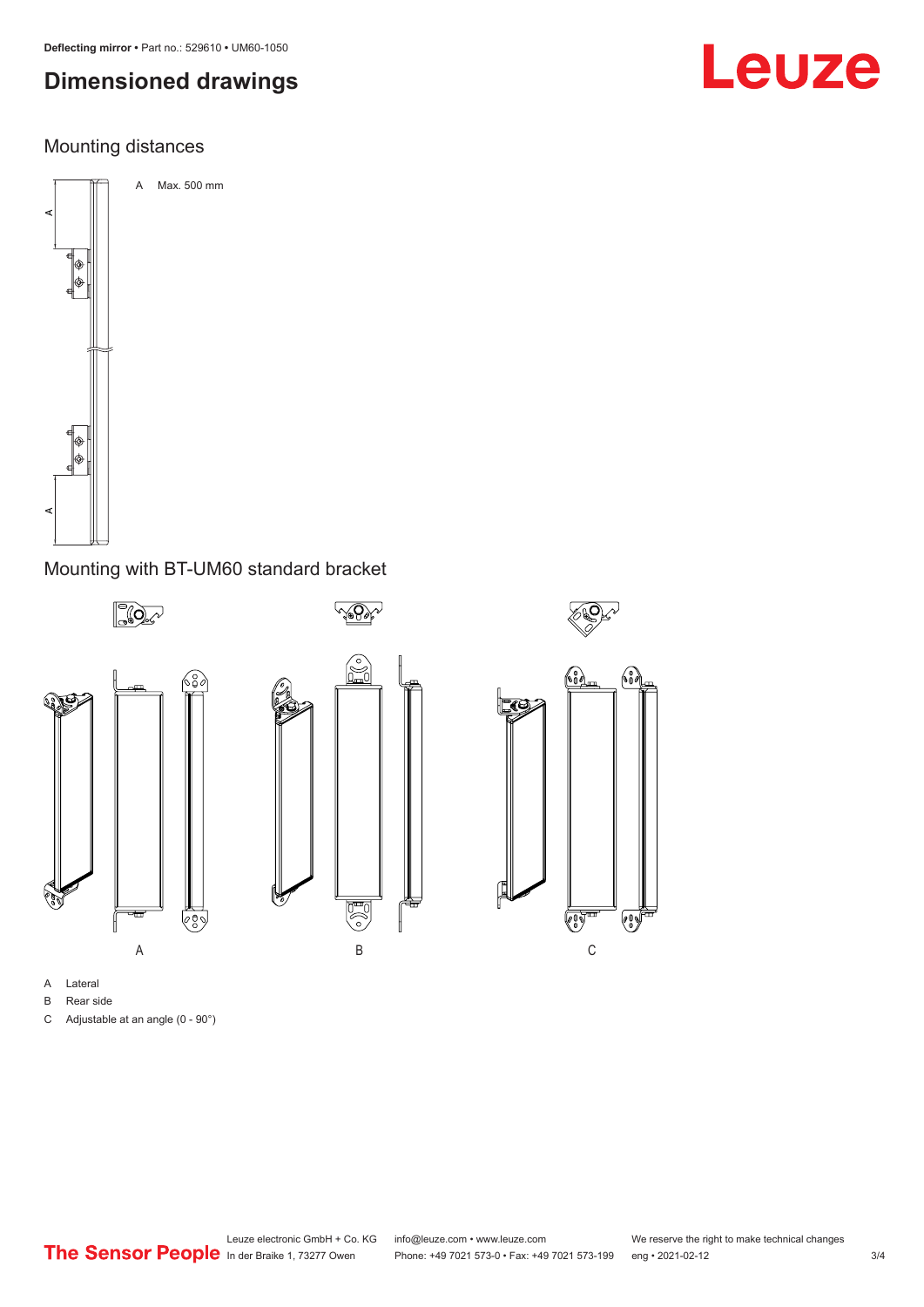# Dimensioned drawings

## Mounting distances

A Max. 500 mm

## Mounting with BT-UM60 standard bracket

A Lateral

B Rear side

C Adjustable at an angle (0 - 90°)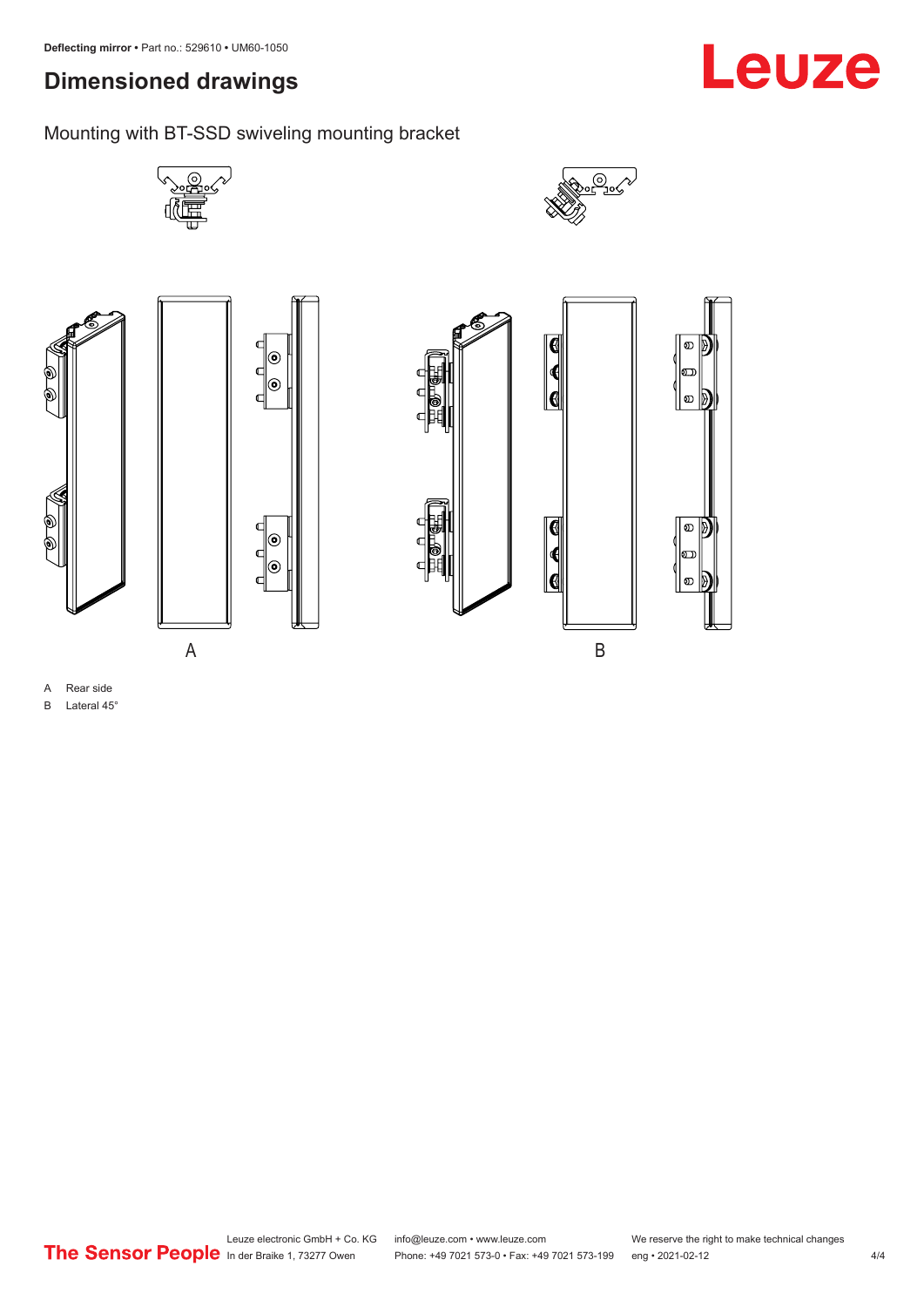# Dimensioned drawings

Mounting with BT-SSD swiveling mounting bracket

A

B

A Rear side

B Lateral 45°